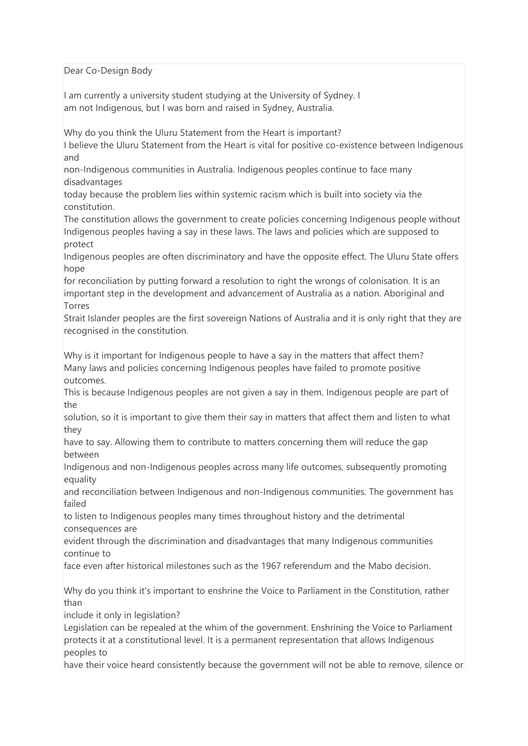Dear Co-Design Body

I am currently a university student studying at the University of Sydney. I am not Indigenous, but I was born and raised in Sydney, Australia.

Why do you think the Uluru Statement from the Heart is important?
I believe the Uluru Statement from the Heart is vital for positive co-existence between Indigenous and non-Indigenous communities in Australia. Indigenous peoples continue to face many disadvantages today because the problem lies within systemic racism which is built into society via the constitution. The constitution allows the government to create policies concerning Indigenous people without Indigenous peoples having a say in these laws. The laws and policies which are supposed to protect Indigenous peoples are often discriminatory and have the opposite effect. The Uluru State offers hope for reconciliation by putting forward a resolution to right the wrongs of colonisation. It is an important step in the development and advancement of Australia as a nation. Aboriginal and Torres Strait Islander peoples are the first sovereign Nations of Australia and it is only right that they are recognised in the constitution.

Why is it important for Indigenous people to have a say in the matters that affect them?
Many laws and policies concerning Indigenous peoples have failed to promote positive outcomes. This is because Indigenous peoples are not given a say in them. Indigenous people are part of the solution, so it is important to give them their say in matters that affect them and listen to what they have to say. Allowing them to contribute to matters concerning them will reduce the gap between Indigenous and non-Indigenous peoples across many life outcomes, subsequently promoting equality and reconciliation between Indigenous and non-Indigenous communities. The government has failed to listen to Indigenous peoples many times throughout history and the detrimental consequences are evident through the discrimination and disadvantages that many Indigenous communities continue to face even after historical milestones such as the 1967 referendum and the Mabo decision.

Why do you think it's important to enshrine the Voice to Parliament in the Constitution, rather than include it only in legislation?
Legislation can be repealed at the whim of the government. Enshrining the Voice to Parliament protects it at a constitutional level. It is a permanent representation that allows Indigenous peoples to have their voice heard consistently because the government will not be able to remove, silence or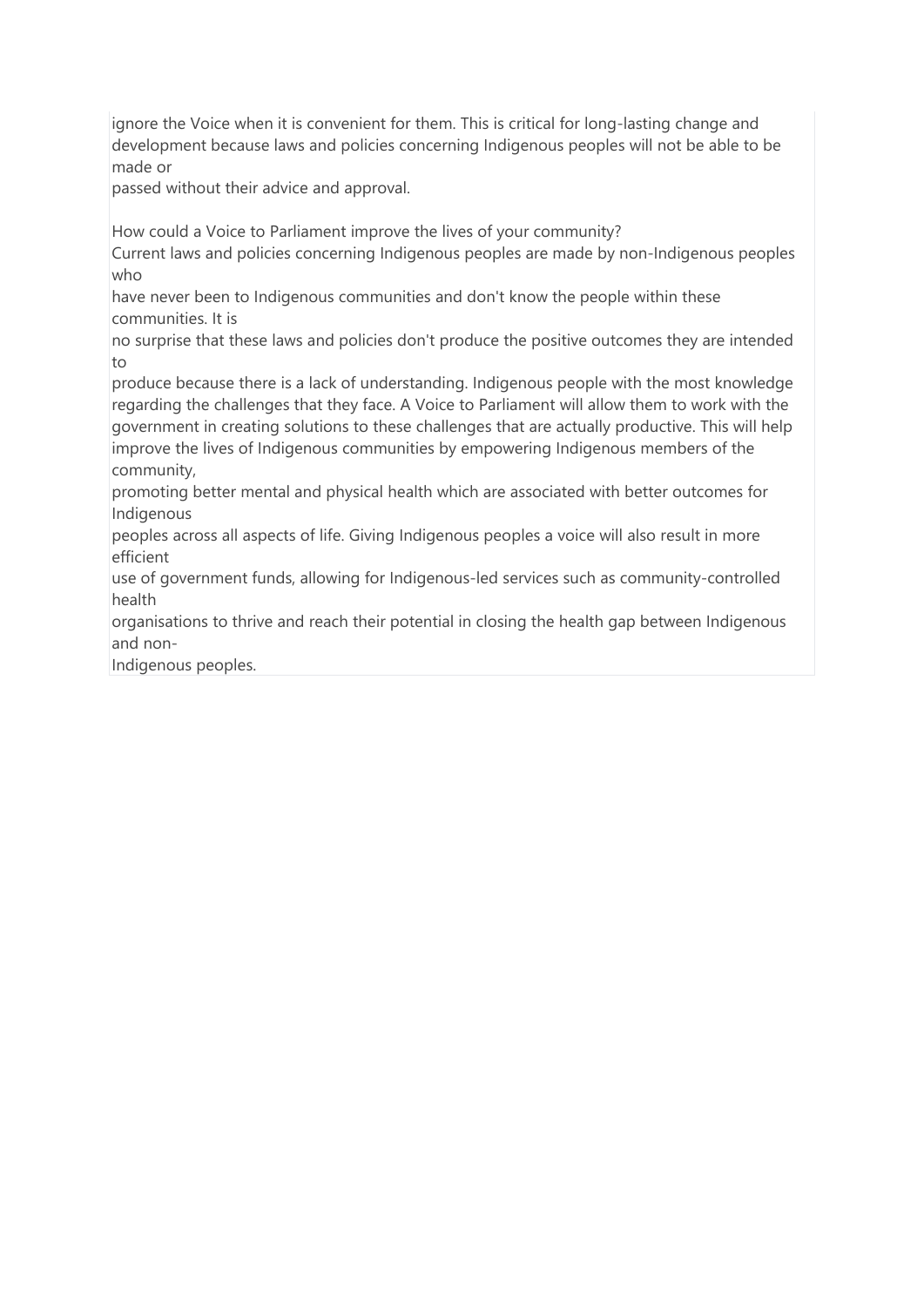ignore the Voice when it is convenient for them. This is critical for long-lasting change and development because laws and policies concerning Indigenous peoples will not be able to be made or passed without their advice and approval.

How could a Voice to Parliament improve the lives of your community?

Current laws and policies concerning Indigenous peoples are made by non-Indigenous peoples who have never been to Indigenous communities and don't know the people within these communities. It is no surprise that these laws and policies don't produce the positive outcomes they are intended to produce because there is a lack of understanding. Indigenous people with the most knowledge regarding the challenges that they face. A Voice to Parliament will allow them to work with the government in creating solutions to these challenges that are actually productive. This will help improve the lives of Indigenous communities by empowering Indigenous members of the community, promoting better mental and physical health which are associated with better outcomes for Indigenous peoples across all aspects of life. Giving Indigenous peoples a voice will also result in more efficient use of government funds, allowing for Indigenous-led services such as community-controlled health organisations to thrive and reach their potential in closing the health gap between Indigenous and non-Indigenous peoples.